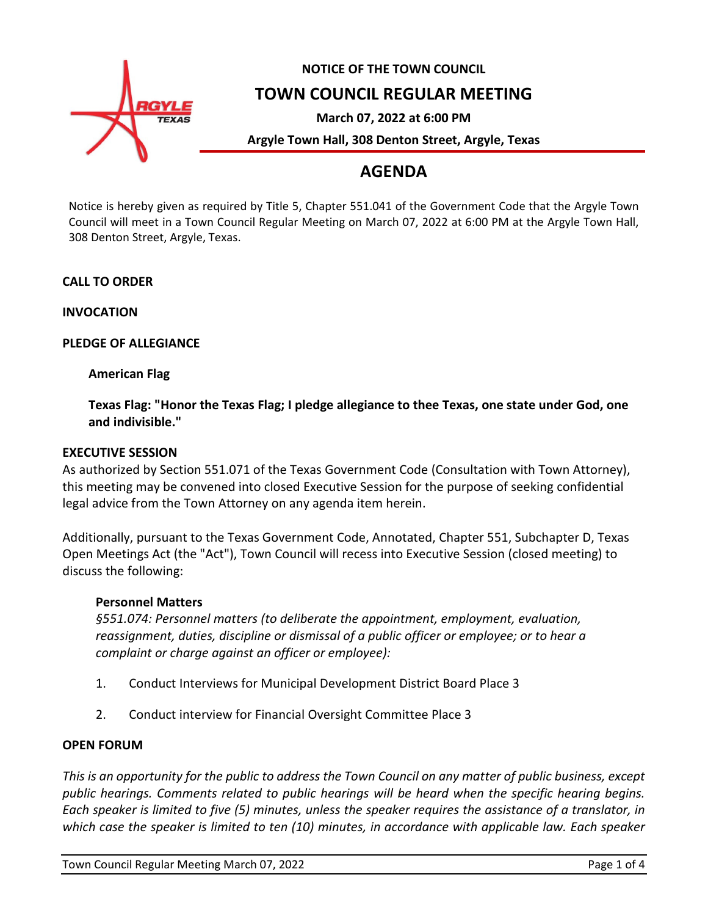**NOTICE OF THE TOWN COUNCIL**

# TOWN COUNCIL REGULAR MEETING

**March 07, 2022 at 6:00 PM**

**Argyle Town Hall, 308 Denton Street, Argyle, Texas**

# AGENDA

Notice is hereby given as required by Title 5, Chapter 551.041 of the Government Code that the Argyle Town Council will meet in a Town Council Regular Meeting on March 07, 2022 at 6:00 PM at the Argyle Town Hall, 308 Denton Street, Argyle, Texas.

**CALL TO ORDER**

**INVOCATION**

**PLEDGE OF ALLEGIANCE**

**American Flag**

**Texas Flag: "Honor the Texas Flag; I pledge allegiance to thee Texas, one state under God, one and indivisible."**

**EXECUTIVE SESSION**

As authorized by Section 551.071 of the Texas Government Code (Consultation with Town Attorney), this meeting may be convened into closed Executive Session for the purpose of seeking confidential legal advice from the Town Attorney on any agenda item herein.

Additionally, pursuant to the Texas Government Code, Annotated, Chapter 551, Subchapter D, Texas Open Meetings Act (the "Act"), Town Council will recess into Executive Session (closed meeting) to discuss the following:

**Personnel Matters**

*§551.074: Personnel matters (to deliberate the appointment, employment, evaluation, reassignment, duties, discipline or dismissal of a public officer or employee; or to hear a complaint or charge against an officer or employee):*

1. Conduct Interviews for Municipal Development District Board Place 3
2. Conduct interview for Financial Oversight Committee Place 3

**OPEN FORUM**

*This is an opportunity for the public to address the Town Council on any matter of public business, except public hearings. Comments related to public hearings will be heard when the specific hearing begins. Each speaker is limited to five (5) minutes, unless the speaker requires the assistance of a translator, in which case the speaker is limited to ten (10) minutes, in accordance with applicable law. Each speaker*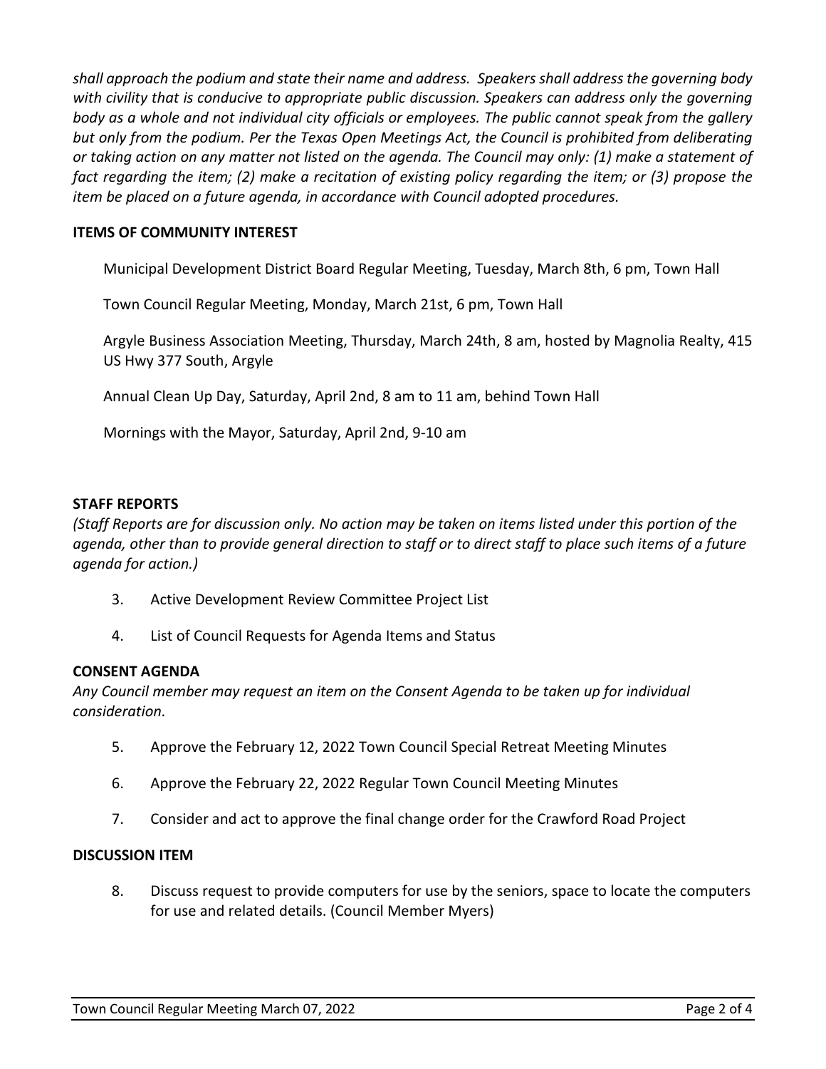*shall approach the podium and state their name and address. Speakers shall address the governing body with civility that is conducive to appropriate public discussion. Speakers can address only the governing body as a whole and not individual city officials or employees. The public cannot speak from the gallery but only from the podium. Per the Texas Open Meetings Act, the Council is prohibited from deliberating or taking action on any matter not listed on the agenda. The Council may only: (1) make a statement of fact regarding the item; (2) make a recitation of existing policy regarding the item; or (3) propose the item be placed on a future agenda, in accordance with Council adopted procedures.*

**ITEMS OF COMMUNITY INTEREST**

Municipal Development District Board Regular Meeting, Tuesday, March 8th, 6 pm, Town Hall

Town Council Regular Meeting, Monday, March 21st, 6 pm, Town Hall

Argyle Business Association Meeting, Thursday, March 24th, 8 am, hosted by Magnolia Realty, 415 US Hwy 377 South, Argyle

Annual Clean Up Day, Saturday, April 2nd, 8 am to 11 am, behind Town Hall

Mornings with the Mayor, Saturday, April 2nd, 9-10 am

**STAFF REPORTS**

*(Staff Reports are for discussion only. No action may be taken on items listed under this portion of the agenda, other than to provide general direction to staff or to direct staff to place such items of a future agenda for action.)*

3. Active Development Review Committee Project List
4. List of Council Requests for Agenda Items and Status

**CONSENT AGENDA**

*Any Council member may request an item on the Consent Agenda to be taken up for individual consideration.*

5. Approve the February 12, 2022 Town Council Special Retreat Meeting Minutes
6. Approve the February 22, 2022 Regular Town Council Meeting Minutes
7. Consider and act to approve the final change order for the Crawford Road Project

**DISCUSSION ITEM**

8. Discuss request to provide computers for use by the seniors, space to locate the computers for use and related details. (Council Member Myers)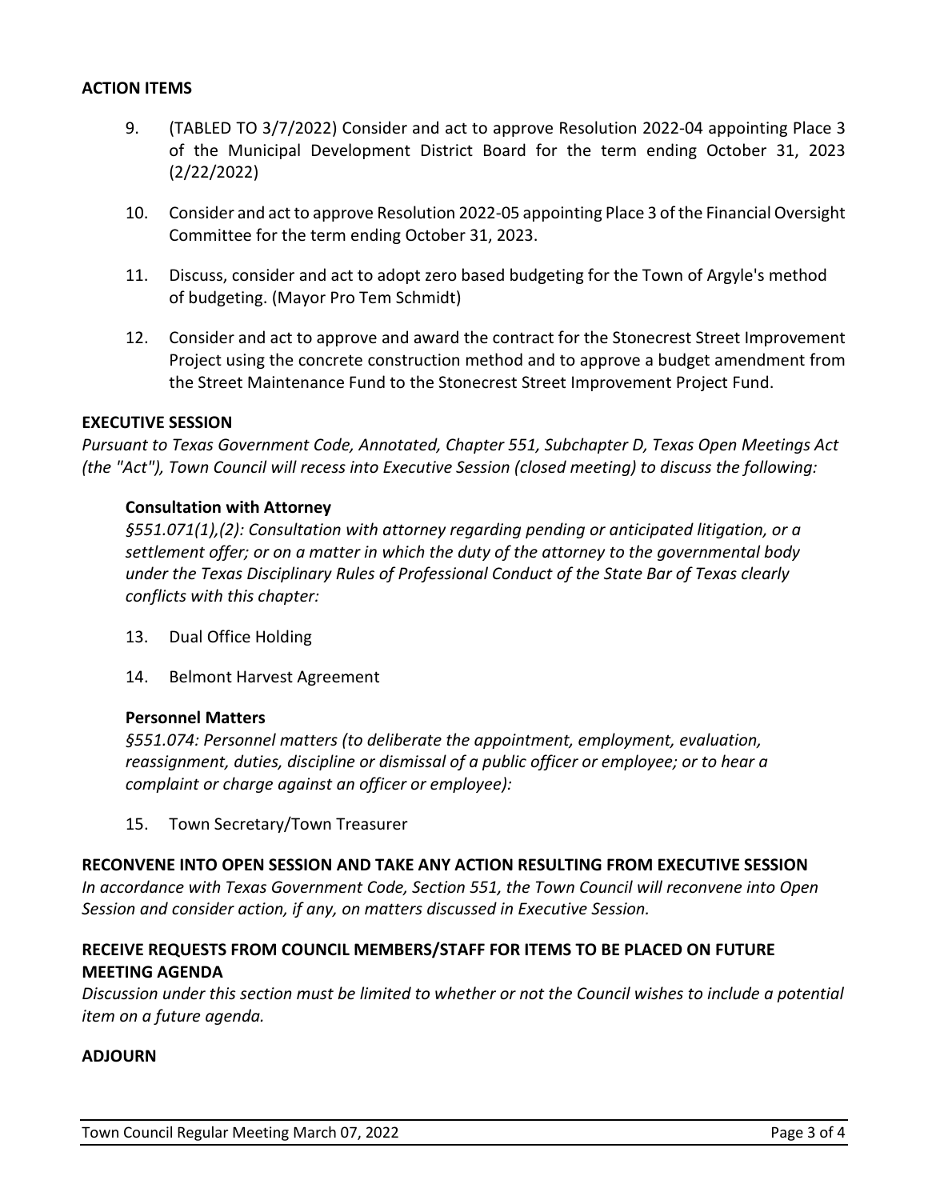## ACTION ITEMS

9. (TABLED TO 3/7/2022) Consider and act to approve Resolution 2022-04 appointing Place 3 of the Municipal Development District Board for the term ending October 31, 2023 (2/22/2022)

10. Consider and act to approve Resolution 2022-05 appointing Place 3 of the Financial Oversight Committee for the term ending October 31, 2023.

11. Discuss, consider and act to adopt zero based budgeting for the Town of Argyle's method of budgeting. (Mayor Pro Tem Schmidt)

12. Consider and act to approve and award the contract for the Stonecrest Street Improvement Project using the concrete construction method and to approve a budget amendment from the Street Maintenance Fund to the Stonecrest Street Improvement Project Fund.

## EXECUTIVE SESSION

*Pursuant to Texas Government Code, Annotated, Chapter 551, Subchapter D, Texas Open Meetings Act (the "Act"), Town Council will recess into Executive Session (closed meeting) to discuss the following:*

### Consultation with Attorney

*§551.071(1),(2): Consultation with attorney regarding pending or anticipated litigation, or a settlement offer; or on a matter in which the duty of the attorney to the governmental body under the Texas Disciplinary Rules of Professional Conduct of the State Bar of Texas clearly conflicts with this chapter:*

13. Dual Office Holding

14. Belmont Harvest Agreement

### Personnel Matters

*§551.074: Personnel matters (to deliberate the appointment, employment, evaluation, reassignment, duties, discipline or dismissal of a public officer or employee; or to hear a complaint or charge against an officer or employee):*

15. Town Secretary/Town Treasurer

## RECONVENE INTO OPEN SESSION AND TAKE ANY ACTION RESULTING FROM EXECUTIVE SESSION

*In accordance with Texas Government Code, Section 551, the Town Council will reconvene into Open Session and consider action, if any, on matters discussed in Executive Session.*

## RECEIVE REQUESTS FROM COUNCIL MEMBERS/STAFF FOR ITEMS TO BE PLACED ON FUTURE MEETING AGENDA

*Discussion under this section must be limited to whether or not the Council wishes to include a potential item on a future agenda.*

## ADJOURN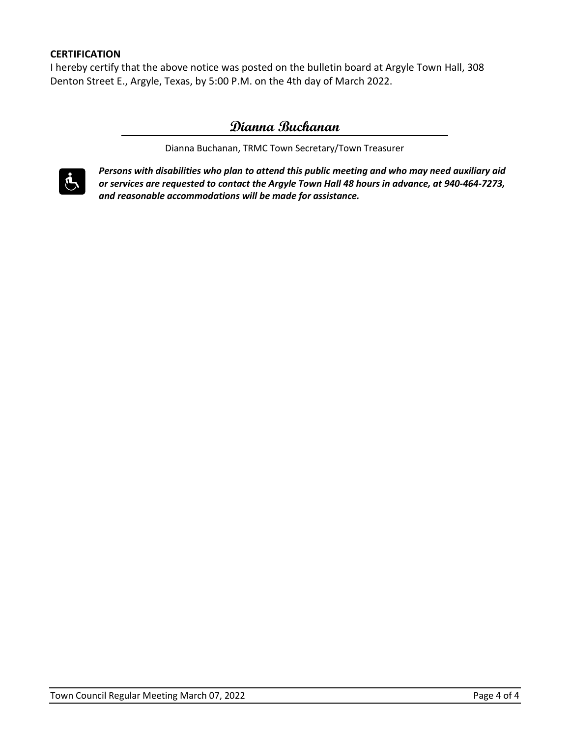**CERTIFICATION**

I hereby certify that the above notice was posted on the bulletin board at Argyle Town Hall, 308 Denton Street E., Argyle, Texas, by 5:00 P.M. on the 4th day of March 2022.

Dianna Buchanan

Dianna Buchanan, TRMC Town Secretary/Town Treasurer

***Persons with disabilities who plan to attend this public meeting and who may need auxiliary aid or services are requested to contact the Argyle Town Hall 48 hours in advance, at 940-464-7273, and reasonable accommodations will be made for assistance.***